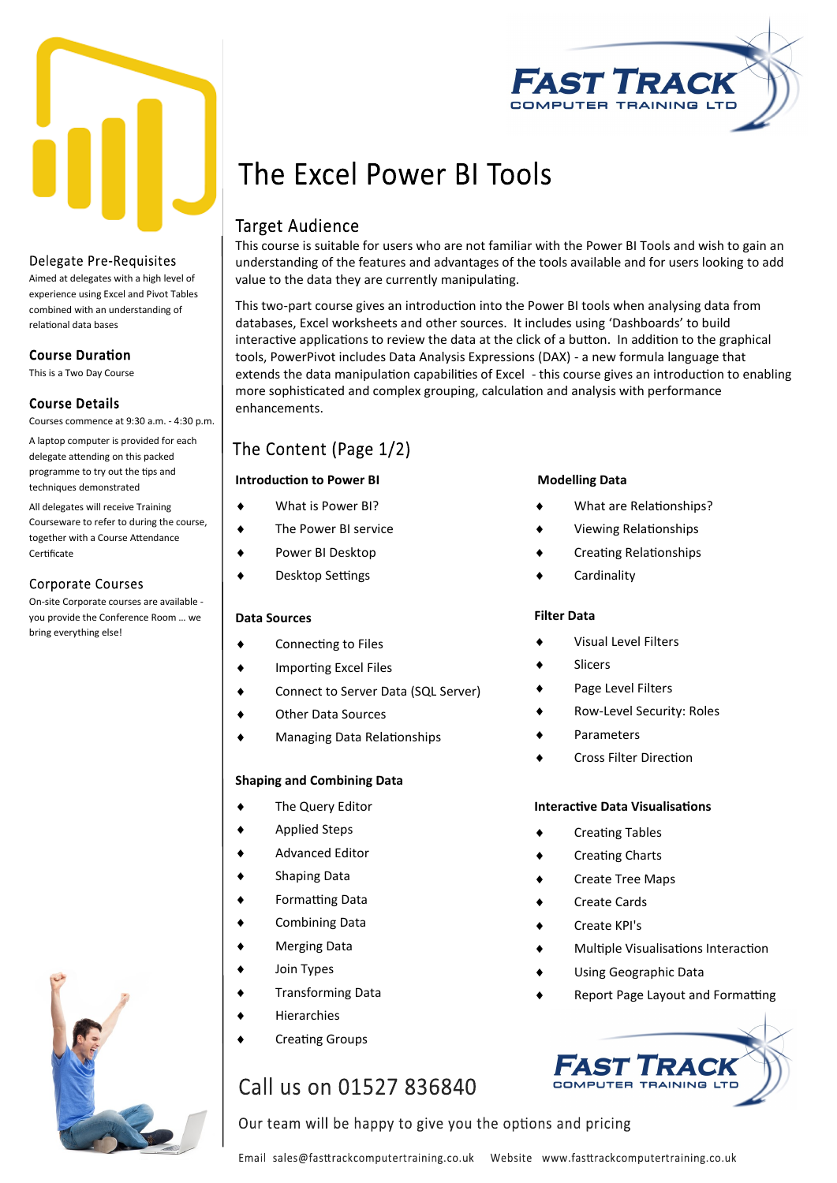# The Excel Power BI Tools

## Target Audience

This course is suitable for users who are not familiar with the Power BI Tools and wish to gain an understanding of the features and advantages of the tools available and for users looking to add value to the data they are currently manipulating.

This two-part course gives an introduction into the Power BI tools when analysing data from databases, Excel worksheets and other sources. It includes using 'Dashboards' to build interactive applications to review the data at the click of a button. In addition to the graphical tools, PowerPivot includes Data Analysis Expressions (DAX) - a new formula language that extends the data manipulation capabilities of Excel - this course gives an introduction to enabling more sophisticated and complex grouping, calculation and analysis with performance enhancements.

## Delegate Pre-Requisites

Aimed at delegates with a high level of experience using Excel and Pivot Tables combined with an understanding of relational data bases

## Course Duration

This is a Two Day Course

## Course Details

Courses commence at 9:30 a.m. - 4:30 p.m.

A laptop computer is provided for each delegate attending on this packed programme to try out the tips and techniques demonstrated

All delegates will receive Training Courseware to refer to during the course, together with a Course Attendance Certificate

## Corporate Courses

On-site Corporate courses are available - you provide the Conference Room ... we bring everything else!

## The Content (Page 1/2)

**Introduction to Power BI**

- What is Power BI?
- The Power BI service
- Power BI Desktop
- Desktop Settings

**Data Sources**

- Connecting to Files
- Importing Excel Files
- Connect to Server Data (SQL Server)
- Other Data Sources
- Managing Data Relationships

**Shaping and Combining Data**

- The Query Editor
- Applied Steps
- Advanced Editor
- Shaping Data
- Formatting Data
- Combining Data
- Merging Data
- Join Types
- Transforming Data
- Hierarchies
- Creating Groups

**Modelling Data**

- What are Relationships?
- Viewing Relationships
- Creating Relationships
- Cardinality

**Filter Data**

- Visual Level Filters
- Slicers
- Page Level Filters
- Row-Level Security: Roles
- Parameters
- Cross Filter Direction

**Interactive Data Visualisations**

- Creating Tables
- Creating Charts
- Create Tree Maps
- Create Cards
- Create KPI's
- Multiple Visualisations Interaction
- Using Geographic Data
- Report Page Layout and Formatting

FAST TRACK COMPUTER TRAINING LTD

Call us on 01527 836840

Our team will be happy to give you the options and pricing

Email sales@fasttrackcomputertraining.co.uk Website www.fasttrackcomputertraining.co.uk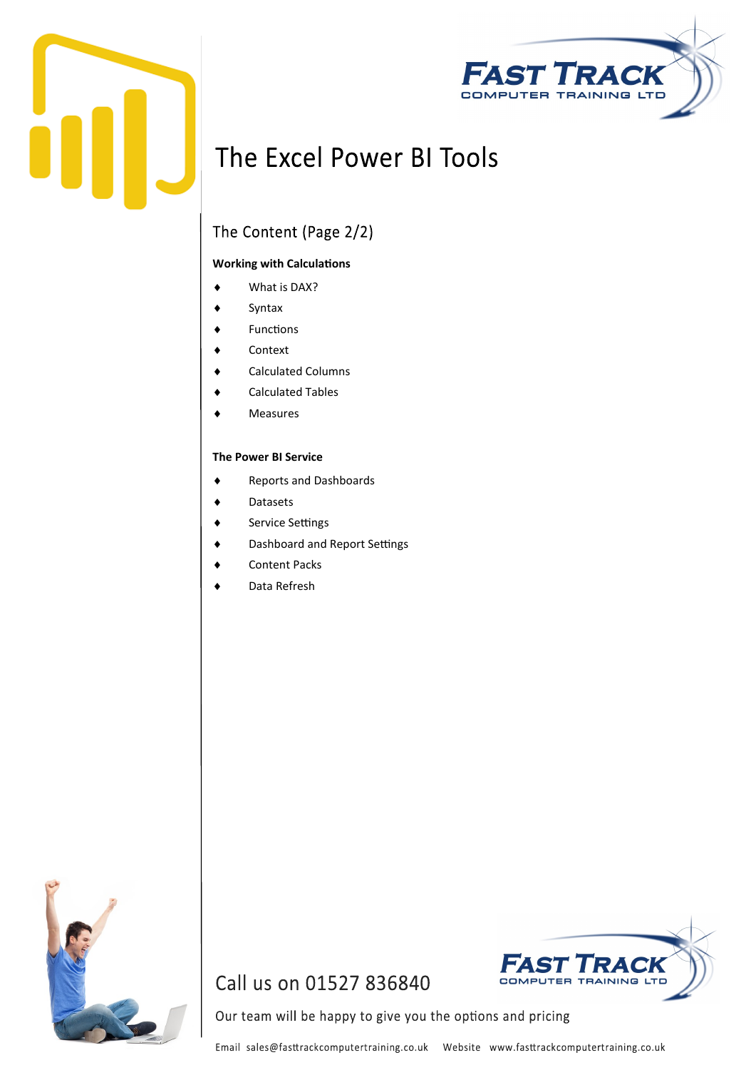# The Excel Power BI Tools

## The Content (Page 2/2)

**Working with Calculations**

- What is DAX?
- Syntax
- Functions
- Context
- Calculated Columns
- Calculated Tables
- Measures

**The Power BI Service**

- Reports and Dashboards
- Datasets
- Service Settings
- Dashboard and Report Settings
- Content Packs
- Data Refresh

Call us on 01527 836840

Our team will be happy to give you the options and pricing

Email sales@fasttrackcomputertraining.co.uk Website www.fasttrackcomputertraining.co.uk